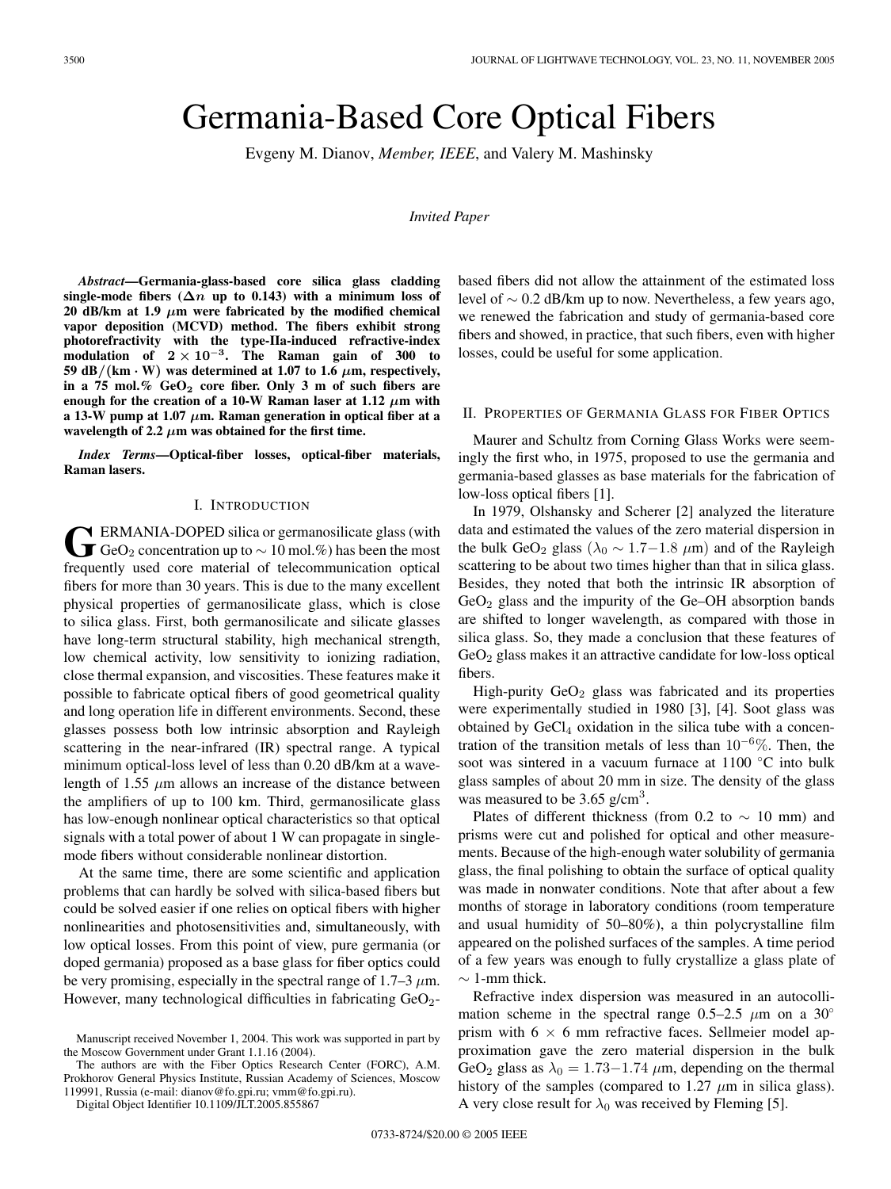# Germania-Based Core Optical Fibers

Evgeny M. Dianov, *Member, IEEE*, and Valery M. Mashinsky

*Invited Paper*

***Abstract*—Germania-glass-based core silica glass cladding single-mode fibers ($\Delta n$ up to 0.143) with a minimum loss of 20 dB/km at 1.9 $\mu$m were fabricated by the modified chemical vapor deposition (MCVD) method. The fibers exhibit strong photorefractivity with the type-IIa-induced refractive-index modulation of $2 \times 10^{-3}$. The Raman gain of 300 to 59 dB/(km · W) was determined at 1.07 to 1.6 $\mu$m, respectively, in a 75 mol.% $GeO_2$ core fiber. Only 3 m of such fibers are enough for the creation of a 10-W Raman laser at 1.12 $\mu$m with a 13-W pump at 1.07 $\mu$m. Raman generation in optical fiber at a wavelength of 2.2 $\mu$m was obtained for the first time.**

***Index Terms*—Optical-fiber losses, optical-fiber materials, Raman lasers.**

## I. Introduction

Germania-doped silica or germanosilicate glass (with $GeO_2$ concentration up to $\sim 10$ mol.%) has been the most frequently used core material of telecommunication optical fibers for more than 30 years. This is due to the many excellent physical properties of germanosilicate glass, which is close to silica glass. First, both germanosilicate and silicate glasses have long-term structural stability, high mechanical strength, low chemical activity, low sensitivity to ionizing radiation, close thermal expansion, and viscosities. These features make it possible to fabricate optical fibers of good geometrical quality and long operation life in different environments. Second, these glasses possess both low intrinsic absorption and Rayleigh scattering in the near-infrared (IR) spectral range. A typical minimum optical-loss level of less than 0.20 dB/km at a wavelength of 1.55 $\mu$m allows an increase of the distance between the amplifiers of up to 100 km. Third, germanosilicate glass has low-enough nonlinear optical characteristics so that optical signals with a total power of about 1 W can propagate in single-mode fibers without considerable nonlinear distortion.

At the same time, there are some scientific and application problems that can hardly be solved with silica-based fibers but could be solved easier if one relies on optical fibers with higher nonlinearities and photosensitivities and, simultaneously, with low optical losses. From this point of view, pure germania (or doped germania) proposed as a base glass for fiber optics could be very promising, especially in the spectral range of 1.7–3 $\mu$m. However, many technological difficulties in fabricating $GeO_2$-based fibers did not allow the attainment of the estimated loss level of $\sim 0.2$ dB/km up to now. Nevertheless, a few years ago, we renewed the fabrication and study of germania-based core fibers and showed, in practice, that such fibers, even with higher losses, could be useful for some application.

## II. Properties of Germania Glass for Fiber Optics

Maurer and Schultz from Corning Glass Works were seemingly the first who, in 1975, proposed to use the germania and germania-based glasses as base materials for the fabrication of low-loss optical fibers [1].

In 1979, Olshansky and Scherer [2] analyzed the literature data and estimated the values of the zero material dispersion in the bulk $GeO_2$ glass ($\lambda_0 \sim 1.7{-}1.8$ $\mu$m) and of the Rayleigh scattering to be about two times higher than that in silica glass. Besides, they noted that both the intrinsic IR absorption of $GeO_2$ glass and the impurity of the Ge–OH absorption bands are shifted to longer wavelength, as compared with those in silica glass. So, they made a conclusion that these features of $GeO_2$ glass makes it an attractive candidate for low-loss optical fibers.

High-purity $GeO_2$ glass was fabricated and its properties were experimentally studied in 1980 [3], [4]. Soot glass was obtained by $GeCl_4$ oxidation in the silica tube with a concentration of the transition metals of less than $10^{-6}$%. Then, the soot was sintered in a vacuum furnace at 1100 °C into bulk glass samples of about 20 mm in size. The density of the glass was measured to be 3.65 g/cm$^3$.

Plates of different thickness (from 0.2 to $\sim 10$ mm) and prisms were cut and polished for optical and other measurements. Because of the high-enough water solubility of germania glass, the final polishing to obtain the surface of optical quality was made in nonwater conditions. Note that after about a few months of storage in laboratory conditions (room temperature and usual humidity of 50–80%), a thin polycrystalline film appeared on the polished surfaces of the samples. A time period of a few years was enough to fully crystallize a glass plate of $\sim 1$-mm thick.

Refractive index dispersion was measured in an autocollimation scheme in the spectral range 0.5–2.5 $\mu$m on a 30° prism with 6 × 6 mm refractive faces. Sellmeier model approximation gave the zero material dispersion in the bulk $GeO_2$ glass as $\lambda_0 = 1.73{-}1.74$ $\mu$m, depending on the thermal history of the samples (compared to 1.27 $\mu$m in silica glass). A very close result for $\lambda_0$ was received by Fleming [5].

Manuscript received November 1, 2004. This work was supported in part by the Moscow Government under Grant 1.1.16 (2004).

The authors are with the Fiber Optics Research Center (FORC), A.M. Prokhorov General Physics Institute, Russian Academy of Sciences, Moscow 119991, Russia (e-mail: dianov@fo.gpi.ru; vmm@fo.gpi.ru).

Digital Object Identifier 10.1109/JLT.2005.855867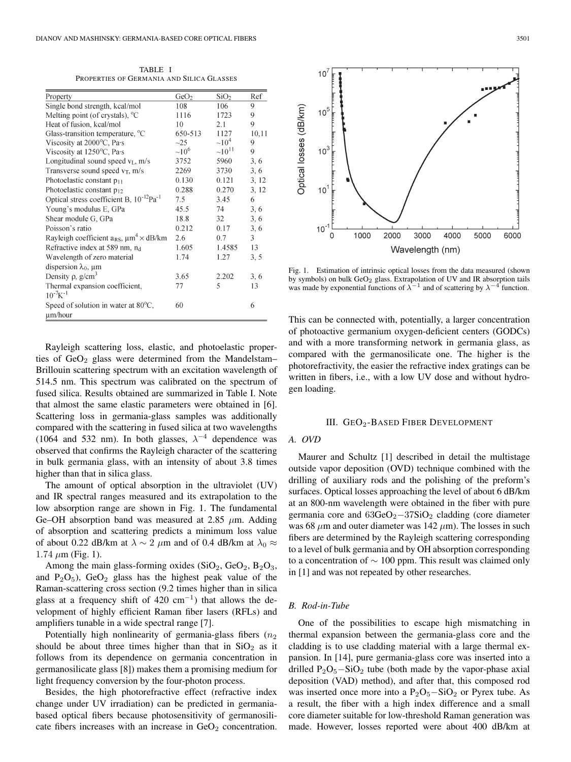TABLE I
PROPERTIES OF GERMANIA AND SILICA GLASSES

| Property | $GeO_2$ | $SiO_2$ | Ref |
|---|---|---|---|
| Single bond strength, kcal/mol | 108 | 106 | 9 |
| Melting point (of crystals), °C | 1116 | 1723 | 9 |
| Heat of fusion, kcal/mol | 10 | 2.1 | 9 |
| Glass-transition temperature, °C | 650-513 | 1127 | 10,11 |
| Viscosity at 2000°C, Pa·s | ~25 | ~$10^4$ | 9 |
| Viscosity at 1250°C, Pa·s | ~$10^6$ | ~$10^{11}$ | 9 |
| Longitudinal sound speed $v_L$, m/s | 3752 | 5960 | 3, 6 |
| Transverse sound speed $v_T$, m/s | 2269 | 3730 | 3, 6 |
| Photoelastic constant $p_{11}$ | 0.130 | 0.121 | 3, 12 |
| Photoelastic constant $p_{12}$ | 0.288 | 0.270 | 3, 12 |
| Optical stress coefficient B, $10^{-12}$Pa$^{-1}$ | 7.5 | 3.45 | 6 |
| Young's modulus E, GPa | 45.5 | 74 | 3, 6 |
| Shear module G, GPa | 18.8 | 32 | 3, 6 |
| Poisson's ratio | 0.212 | 0.17 | 3, 6 |
| Rayleigh coefficient $a_{RS}$, μm$^4$ × dB/km | 2.6 | 0.7 | 3 |
| Refractive index at 589 nm, $n_d$ | 1.605 | 1.4585 | 13 |
| Wavelength of zero material dispersion $\lambda_0$, μm | 1.74 | 1.27 | 3, 5 |
| Density ρ, g/cm$^3$ | 3.65 | 2.202 | 3, 6 |
| Thermal expansion coefficient, $10^{-7}$K$^{-1}$ | 77 | 5 | 13 |
| Speed of solution in water at 80°C, μm/hour | 60 | | 6 |

Rayleigh scattering loss, elastic, and photoelastic properties of $GeO_2$ glass were determined from the Mandelstam–Brillouin scattering spectrum with an excitation wavelength of 514.5 nm. This spectrum was calibrated on the spectrum of fused silica. Results obtained are summarized in Table I. Note that almost the same elastic parameters were obtained in [6]. Scattering loss in germania-glass samples was additionally compared with the scattering in fused silica at two wavelengths (1064 and 532 nm). In both glasses, $\lambda^{-4}$ dependence was observed that confirms the Rayleigh character of the scattering in bulk germania glass, with an intensity of about 3.8 times higher than that in silica glass.

The amount of optical absorption in the ultraviolet (UV) and IR spectral ranges measured and its extrapolation to the low absorption range are shown in Fig. 1. The fundamental Ge–OH absorption band was measured at 2.85 μm. Adding of absorption and scattering predicts a minimum loss value of about 0.22 dB/km at $\lambda \sim 2$ μm and of 0.4 dB/km at $\lambda_0 \approx 1.74$ μm (Fig. 1).

Among the main glass-forming oxides ($SiO_2$, $GeO_2$, $B_2O_3$, and $P_2O_5$), $GeO_2$ glass has the highest peak value of the Raman-scattering cross section (9.2 times higher than in silica glass at a frequency shift of 420 cm$^{-1}$) that allows the development of highly efficient Raman fiber lasers (RFLs) and amplifiers tunable in a wide spectral range [7].

Potentially high nonlinearity of germania-glass fibers ($n_2$ should be about three times higher than that in $SiO_2$ as it follows from its dependence on germania concentration in germanosilicate glass [8]) makes them a promising medium for light frequency conversion by the four-photon process.

Besides, the high photorefractive effect (refractive index change under UV irradiation) can be predicted in germania-based optical fibers because photosensitivity of germanosilicate fibers increases with an increase in $GeO_2$ concentration. This can be connected with, potentially, a larger concentration of photoactive germanium oxygen-deficient centers (GODCs) and with a more transforming network in germania glass, as compared with the germanosilicate one. The higher is the photorefractivity, the easier the refractive index gratings can be written in fibers, i.e., with a low UV dose and without hydrogen loading.

Fig. 1. Estimation of intrinsic optical losses from the data measured (shown by symbols) on bulk $GeO_2$ glass. Extrapolation of UV and IR absorption tails was made by exponential functions of $\lambda^{-1}$ and of scattering by $\lambda^{-4}$ function.

## III. $GeO_2$-Based Fiber Development

### A. OVD

Maurer and Schultz [1] described in detail the multistage outside vapor deposition (OVD) technique combined with the drilling of auxiliary rods and the polishing of the preform's surfaces. Optical losses approaching the level of about 6 dB/km at an 800-nm wavelength were obtained in the fiber with pure germania core and $63GeO_2-37SiO_2$ cladding (core diameter was 68 μm and outer diameter was 142 μm). The losses in such fibers are determined by the Rayleigh scattering corresponding to a level of bulk germania and by OH absorption corresponding to a concentration of ~ 100 ppm. This result was claimed only in [1] and was not repeated by other researches.

### B. Rod-in-Tube

One of the possibilities to escape high mismatching in thermal expansion between the germania-glass core and the cladding is to use cladding material with a large thermal expansion. In [14], pure germania-glass core was inserted into a drilled $P_2O_5-SiO_2$ tube (both made by the vapor-phase axial deposition (VAD) method), and after that, this composed rod was inserted once more into a $P_2O_5-SiO_2$ or Pyrex tube. As a result, the fiber with a high index difference and a small core diameter suitable for low-threshold Raman generation was made. However, losses reported were about 400 dB/km at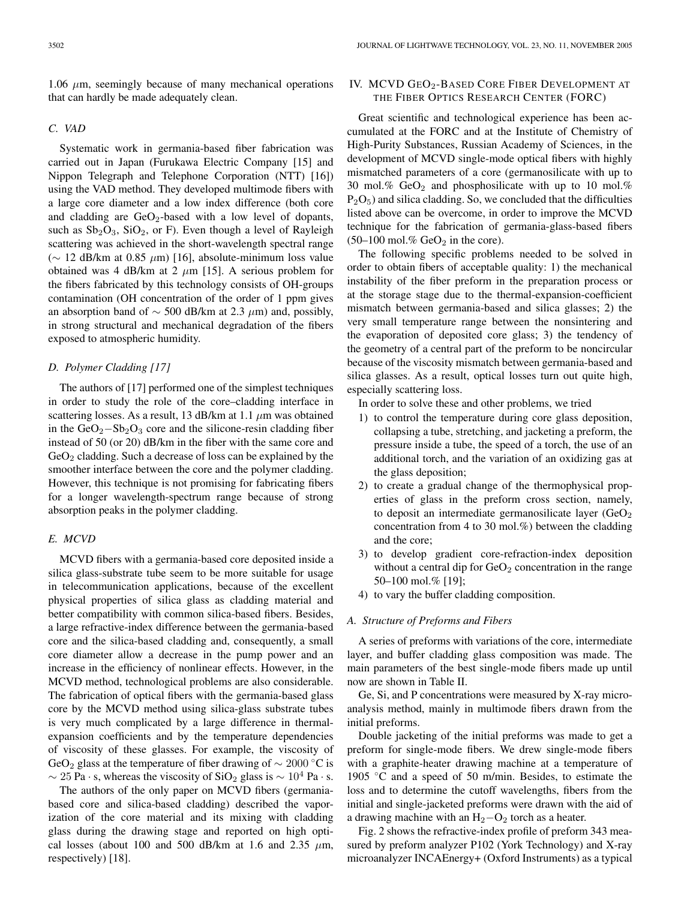1.06 μm, seemingly because of many mechanical operations that can hardly be made adequately clean.

### C. VAD

Systematic work in germania-based fiber fabrication was carried out in Japan (Furukawa Electric Company [15] and Nippon Telegraph and Telephone Corporation (NTT) [16]) using the VAD method. They developed multimode fibers with a large core diameter and a low index difference (both core and cladding are $GeO_2$-based with a low level of dopants, such as $Sb_2O_3$, $SiO_2$, or F). Even though a level of Rayleigh scattering was achieved in the short-wavelength spectral range (∼ 12 dB/km at 0.85 μm) [16], absolute-minimum loss value obtained was 4 dB/km at 2 μm [15]. A serious problem for the fibers fabricated by this technology consists of OH-groups contamination (OH concentration of the order of 1 ppm gives an absorption band of ∼ 500 dB/km at 2.3 μm) and, possibly, in strong structural and mechanical degradation of the fibers exposed to atmospheric humidity.

### D. Polymer Cladding [17]

The authors of [17] performed one of the simplest techniques in order to study the role of the core–cladding interface in scattering losses. As a result, 13 dB/km at 1.1 μm was obtained in the $GeO_2-Sb_2O_3$ core and the silicone-resin cladding fiber instead of 50 (or 20) dB/km in the fiber with the same core and $GeO_2$ cladding. Such a decrease of loss can be explained by the smoother interface between the core and the polymer cladding. However, this technique is not promising for fabricating fibers for a longer wavelength-spectrum range because of strong absorption peaks in the polymer cladding.

### E. MCVD

MCVD fibers with a germania-based core deposited inside a silica glass-substrate tube seem to be more suitable for usage in telecommunication applications, because of the excellent physical properties of silica glass as cladding material and better compatibility with common silica-based fibers. Besides, a large refractive-index difference between the germania-based core and the silica-based cladding and, consequently, a small core diameter allow a decrease in the pump power and an increase in the efficiency of nonlinear effects. However, in the MCVD method, technological problems are also considerable. The fabrication of optical fibers with the germania-based glass core by the MCVD method using silica-glass substrate tubes is very much complicated by a large difference in thermal-expansion coefficients and by the temperature dependencies of viscosity of these glasses. For example, the viscosity of $GeO_2$ glass at the temperature of fiber drawing of ∼ 2000 °C is ∼ 25 Pa · s, whereas the viscosity of $SiO_2$ glass is ∼ $10^4$ Pa · s.

The authors of the only paper on MCVD fibers (germania-based core and silica-based cladding) described the vaporization of the core material and its mixing with cladding glass during the drawing stage and reported on high optical losses (about 100 and 500 dB/km at 1.6 and 2.35 μm, respectively) [18].

## IV. MCVD $GeO_2$-Based Core Fiber Development at the Fiber Optics Research Center (FORC)

Great scientific and technological experience has been accumulated at the FORC and at the Institute of Chemistry of High-Purity Substances, Russian Academy of Sciences, in the development of MCVD single-mode optical fibers with highly mismatched parameters of a core (germanosilicate with up to 30 mol.% $GeO_2$ and phosphosilicate with up to 10 mol.% $P_2O_5$) and silica cladding. So, we concluded that the difficulties listed above can be overcome, in order to improve the MCVD technique for the fabrication of germania-glass-based fibers (50–100 mol.% $GeO_2$ in the core).

The following specific problems needed to be solved in order to obtain fibers of acceptable quality: 1) the mechanical instability of the fiber preform in the preparation process or at the storage stage due to the thermal-expansion-coefficient mismatch between germania-based and silica glasses; 2) the very small temperature range between the nonsintering and the evaporation of deposited core glass; 3) the tendency of the geometry of a central part of the preform to be noncircular because of the viscosity mismatch between germania-based and silica glasses. As a result, optical losses turn out quite high, especially scattering loss.

In order to solve these and other problems, we tried

1) to control the temperature during core glass deposition, collapsing a tube, stretching, and jacketing a preform, the pressure inside a tube, the speed of a torch, the use of an additional torch, and the variation of an oxidizing gas at the glass deposition;
2) to create a gradual change of the thermophysical properties of glass in the preform cross section, namely, to deposit an intermediate germanosilicate layer ($GeO_2$ concentration from 4 to 30 mol.%) between the cladding and the core;
3) to develop gradient core-refraction-index deposition without a central dip for $GeO_2$ concentration in the range 50–100 mol.% [19];
4) to vary the buffer cladding composition.

### A. Structure of Preforms and Fibers

A series of preforms with variations of the core, intermediate layer, and buffer cladding glass composition was made. The main parameters of the best single-mode fibers made up until now are shown in Table II.

Ge, Si, and P concentrations were measured by X-ray microanalysis method, mainly in multimode fibers drawn from the initial preforms.

Double jacketing of the initial preforms was made to get a preform for single-mode fibers. We drew single-mode fibers with a graphite-heater drawing machine at a temperature of 1905 °C and a speed of 50 m/min. Besides, to estimate the loss and to determine the cutoff wavelengths, fibers from the initial and single-jacketed preforms were drawn with the aid of a drawing machine with an $H_2-O_2$ torch as a heater.

Fig. 2 shows the refractive-index profile of preform 343 measured by preform analyzer P102 (York Technology) and X-ray microanalyzer INCAEnergy+ (Oxford Instruments) as a typical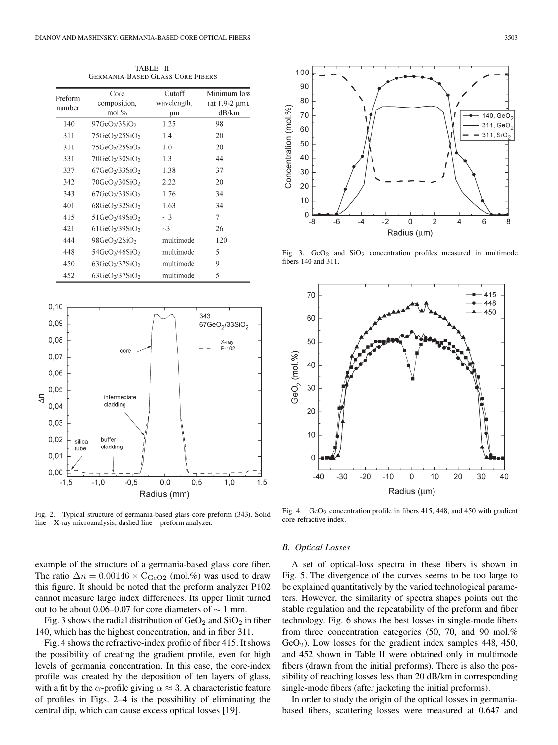TABLE II
GERMANIA-BASED GLASS CORE FIBERS

| Preform number | Core composition, mol.% | Cutoff wavelength, μm | Minimum loss (at 1.9-2 μm), dB/km |
|---|---|---|---|
| 140 | $97GeO_2/3SiO_2$ | 1.25 | 98 |
| 311 | $75GeO_2/25SiO_2$ | 1.4 | 20 |
| 311 | $75GeO_2/25SiO_2$ | 1.0 | 20 |
| 331 | $70GeO_2/30SiO_2$ | 1.3 | 44 |
| 337 | $67GeO_2/33SiO_2$ | 1.38 | 37 |
| 342 | $70GeO_2/30SiO_2$ | 2.22 | 20 |
| 343 | $67GeO_2/33SiO_2$ | 1.76 | 34 |
| 401 | $68GeO_2/32SiO_2$ | 1.63 | 34 |
| 415 | $51GeO_2/49SiO_2$ | ~ 3 | 7 |
| 421 | $61GeO_2/39SiO_2$ | ~3 | 26 |
| 444 | $98GeO_2/2SiO_2$ | multimode | 120 |
| 448 | $54GeO_2/46SiO_2$ | multimode | 5 |
| 450 | $63GeO_2/37SiO_2$ | multimode | 9 |
| 452 | $63GeO_2/37SiO_2$ | multimode | 5 |

Fig. 2. Typical structure of germania-based glass core preform (343). Solid line—X-ray microanalysis; dashed line—preform analyzer.

Fig. 3. $GeO_2$ and $SiO_2$ concentration profiles measured in multimode fibers 140 and 311.

Fig. 4. $GeO_2$ concentration profile in fibers 415, 448, and 450 with gradient core-refractive index.

example of the structure of a germania-based glass core fiber. The ratio $\Delta n = 0.00146 \times C_{\mathrm{GeO2}}$ (mol.%) was used to draw this figure. It should be noted that the preform analyzer P102 cannot measure large index differences. Its upper limit turned out to be about 0.06–0.07 for core diameters of $\sim 1$ mm.

Fig. 3 shows the radial distribution of $GeO_2$ and $SiO_2$ in fiber 140, which has the highest concentration, and in fiber 311.

Fig. 4 shows the refractive-index profile of fiber 415. It shows the possibility of creating the gradient profile, even for high levels of germania concentration. In this case, the core-index profile was created by the deposition of ten layers of glass, with a fit by the $\alpha$-profile giving $\alpha \approx 3$. A characteristic feature of profiles in Figs. 2–4 is the possibility of eliminating the central dip, which can cause excess optical losses [19].

### B. Optical Losses

A set of optical-loss spectra in these fibers is shown in Fig. 5. The divergence of the curves seems to be too large to be explained quantitatively by the varied technological parameters. However, the similarity of spectra shapes points out the stable regulation and the repeatability of the preform and fiber technology. Fig. 6 shows the best losses in single-mode fibers from three concentration categories (50, 70, and 90 mol.% $GeO_2$). Low losses for the gradient index samples 448, 450, and 452 shown in Table II were obtained only in multimode fibers (drawn from the initial preforms). There is also the possibility of reaching losses less than 20 dB/km in corresponding single-mode fibers (after jacketing the initial preforms).

In order to study the origin of the optical losses in germania-based fibers, scattering losses were measured at 0.647 and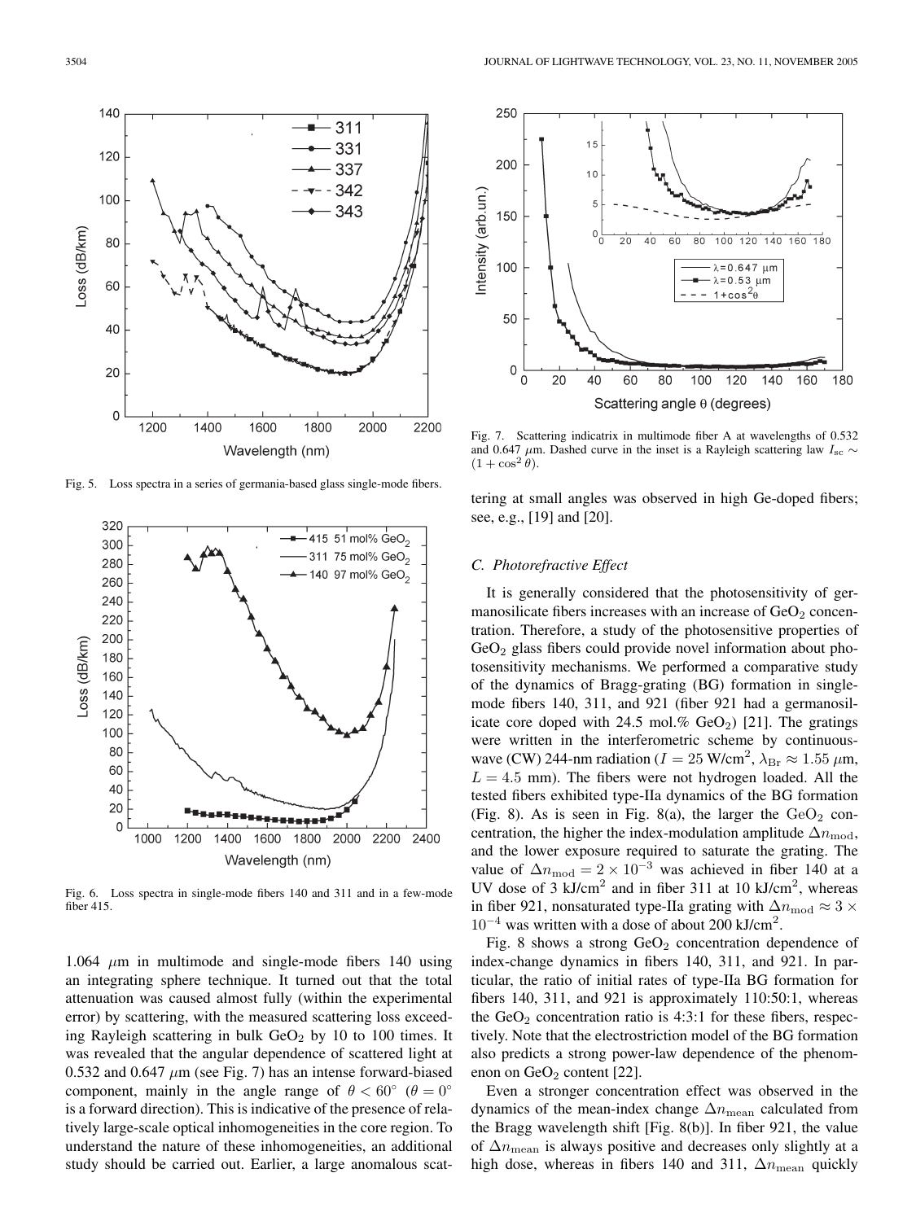Fig. 5. Loss spectra in a series of germania-based glass single-mode fibers.

Fig. 6. Loss spectra in single-mode fibers 140 and 311 and in a few-mode fiber 415.

1.064 $\mu$m in multimode and single-mode fibers 140 using an integrating sphere technique. It turned out that the total attenuation was caused almost fully (within the experimental error) by scattering, with the measured scattering loss exceeding Rayleigh scattering in bulk $GeO_2$ by 10 to 100 times. It was revealed that the angular dependence of scattered light at 0.532 and 0.647 $\mu$m (see Fig. 7) has an intense forward-biased component, mainly in the angle range of $\theta < 60^\circ$ ($\theta = 0^\circ$ is a forward direction). This is indicative of the presence of relatively large-scale optical inhomogeneities in the core region. To understand the nature of these inhomogeneities, an additional study should be carried out. Earlier, a large anomalous scattering at small angles was observed in high Ge-doped fibers; see, e.g., [19] and [20].

Fig. 7. Scattering indicatrix in multimode fiber A at wavelengths of 0.532 and 0.647 $\mu$m. Dashed curve in the inset is a Rayleigh scattering law $I_{\rm sc} \sim (1 + \cos^2 \theta)$.

### C. Photorefractive Effect

It is generally considered that the photosensitivity of germanosilicate fibers increases with an increase of $GeO_2$ concentration. Therefore, a study of the photosensitive properties of $GeO_2$ glass fibers could provide novel information about photosensitivity mechanisms. We performed a comparative study of the dynamics of Bragg-grating (BG) formation in single-mode fibers 140, 311, and 921 (fiber 921 had a germanosilicate core doped with 24.5 mol.% $GeO_2$) [21]. The gratings were written in the interferometric scheme by continuous-wave (CW) 244-nm radiation ($I = 25$ W/cm$^2$, $\lambda_{\rm Br} \approx 1.55$ $\mu$m, $L = 4.5$ mm). The fibers were not hydrogen loaded. All the tested fibers exhibited type-IIa dynamics of the BG formation (Fig. 8). As is seen in Fig. 8(a), the larger the $GeO_2$ concentration, the higher the index-modulation amplitude $\Delta n_{\rm mod}$, and the lower exposure required to saturate the grating. The value of $\Delta n_{\rm mod} = 2 \times 10^{-3}$ was achieved in fiber 140 at a UV dose of 3 kJ/cm$^2$ and in fiber 311 at 10 kJ/cm$^2$, whereas in fiber 921, nonsaturated type-IIa grating with $\Delta n_{\rm mod} \approx 3 \times 10^{-4}$ was written with a dose of about 200 kJ/cm$^2$.

Fig. 8 shows a strong $GeO_2$ concentration dependence of index-change dynamics in fibers 140, 311, and 921. In particular, the ratio of initial rates of type-IIa BG formation for fibers 140, 311, and 921 is approximately 110:50:1, whereas the $GeO_2$ concentration ratio is 4:3:1 for these fibers, respectively. Note that the electrostriction model of the BG formation also predicts a strong power-law dependence of the phenomenon on $GeO_2$ content [22].

Even a stronger concentration effect was observed in the dynamics of the mean-index change $\Delta n_{\rm mean}$ calculated from the Bragg wavelength shift [Fig. 8(b)]. In fiber 921, the value of $\Delta n_{\rm mean}$ is always positive and decreases only slightly at a high dose, whereas in fibers 140 and 311, $\Delta n_{\rm mean}$ quickly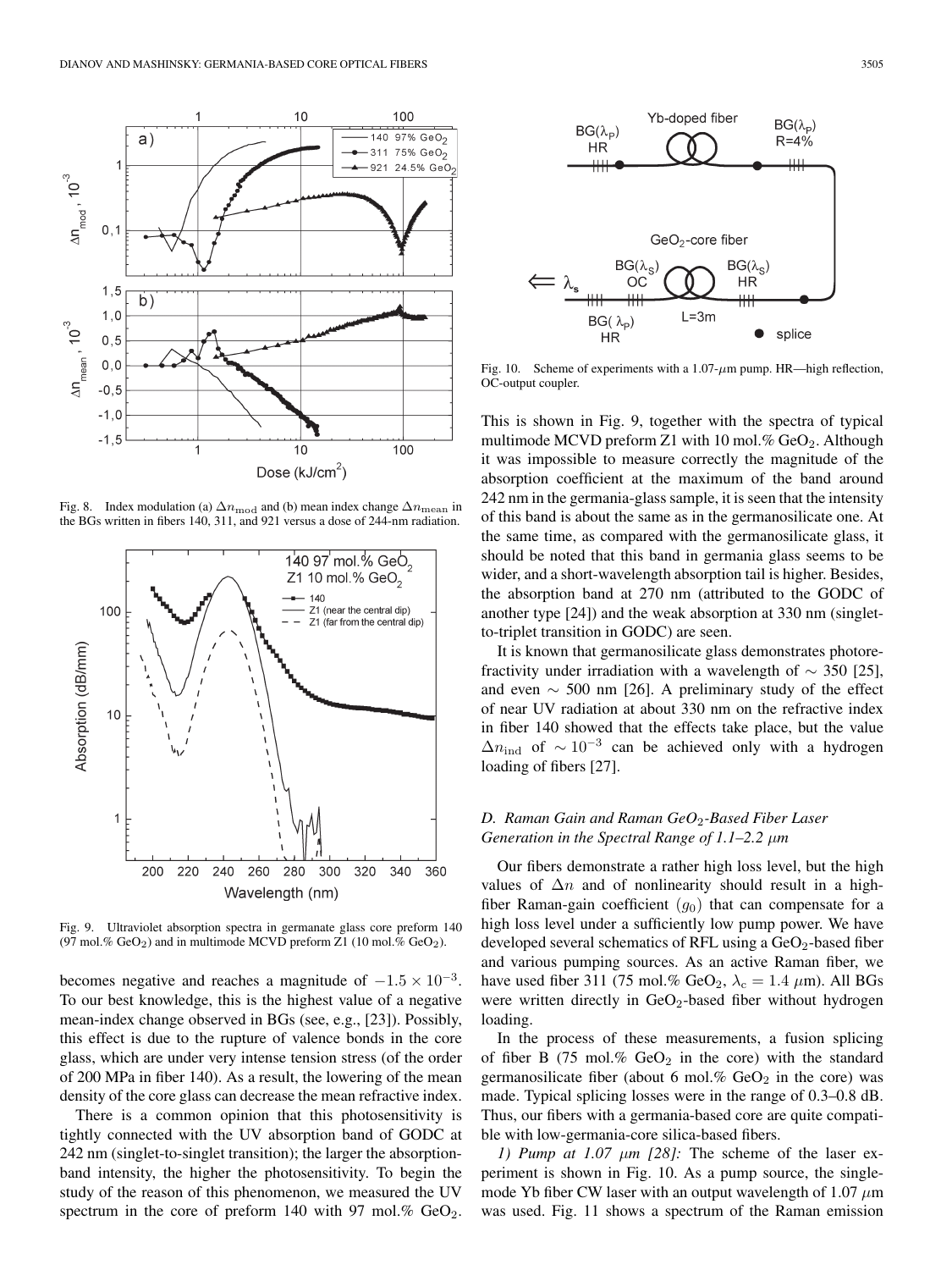Fig. 8. Index modulation (a) $\Delta n_{\mathrm{mod}}$ and (b) mean index change $\Delta n_{\mathrm{mean}}$ in the BGs written in fibers 140, 311, and 921 versus a dose of 244-nm radiation.

Fig. 9. Ultraviolet absorption spectra in germanate glass core preform 140 (97 mol.% $GeO_2$) and in multimode MCVD preform Z1 (10 mol.% $GeO_2$).

becomes negative and reaches a magnitude of $-1.5 \times 10^{-3}$. To our best knowledge, this is the highest value of a negative mean-index change observed in BGs (see, e.g., [23]). Possibly, this effect is due to the rupture of valence bonds in the core glass, which are under very intense tension stress (of the order of 200 MPa in fiber 140). As a result, the lowering of the mean density of the core glass can decrease the mean refractive index.

There is a common opinion that this photosensitivity is tightly connected with the UV absorption band of GODC at 242 nm (singlet-to-singlet transition); the larger the absorption-band intensity, the higher the photosensitivity. To begin the study of the reason of this phenomenon, we measured the UV spectrum in the core of preform 140 with 97 mol.% $GeO_2$.

Fig. 10. Scheme of experiments with a 1.07-$\mu$m pump. HR—high reflection, OC-output coupler.

This is shown in Fig. 9, together with the spectra of typical multimode MCVD preform Z1 with 10 mol.% $GeO_2$. Although it was impossible to measure correctly the magnitude of the absorption coefficient at the maximum of the band around 242 nm in the germania-glass sample, it is seen that the intensity of this band is about the same as in the germanosilicate one. At the same time, as compared with the germanosilicate glass, it should be noted that this band in germania glass seems to be wider, and a short-wavelength absorption tail is higher. Besides, the absorption band at 270 nm (attributed to the GODC of another type [24]) and the weak absorption at 330 nm (singlet-to-triplet transition in GODC) are seen.

It is known that germanosilicate glass demonstrates photorefractivity under irradiation with a wavelength of $\sim$ 350 [25], and even $\sim$ 500 nm [26]. A preliminary study of the effect of near UV radiation at about 330 nm on the refractive index in fiber 140 showed that the effects take place, but the value $\Delta n_{\mathrm{ind}}$ of $\sim 10^{-3}$ can be achieved only with a hydrogen loading of fibers [27].

### *D. Raman Gain and Raman $GeO_2$-Based Fiber Laser Generation in the Spectral Range of 1.1–2.2 $\mu$m*

Our fibers demonstrate a rather high loss level, but the high values of $\Delta n$ and of nonlinearity should result in a high-fiber Raman-gain coefficient $(g_0)$ that can compensate for a high loss level under a sufficiently low pump power. We have developed several schematics of RFL using a $GeO_2$-based fiber and various pumping sources. As an active Raman fiber, we have used fiber 311 (75 mol.% $GeO_2$, $\lambda_c = 1.4$ $\mu$m). All BGs were written directly in $GeO_2$-based fiber without hydrogen loading.

In the process of these measurements, a fusion splicing of fiber B (75 mol.% $GeO_2$ in the core) with the standard germanosilicate fiber (about 6 mol.% $GeO_2$ in the core) was made. Typical splicing losses were in the range of 0.3–0.8 dB. Thus, our fibers with a germania-based core are quite compatible with low-germania-core silica-based fibers.

*1) Pump at 1.07 $\mu$m [28]:* The scheme of the laser experiment is shown in Fig. 10. As a pump source, the single-mode Yb fiber CW laser with an output wavelength of 1.07 $\mu$m was used. Fig. 11 shows a spectrum of the Raman emission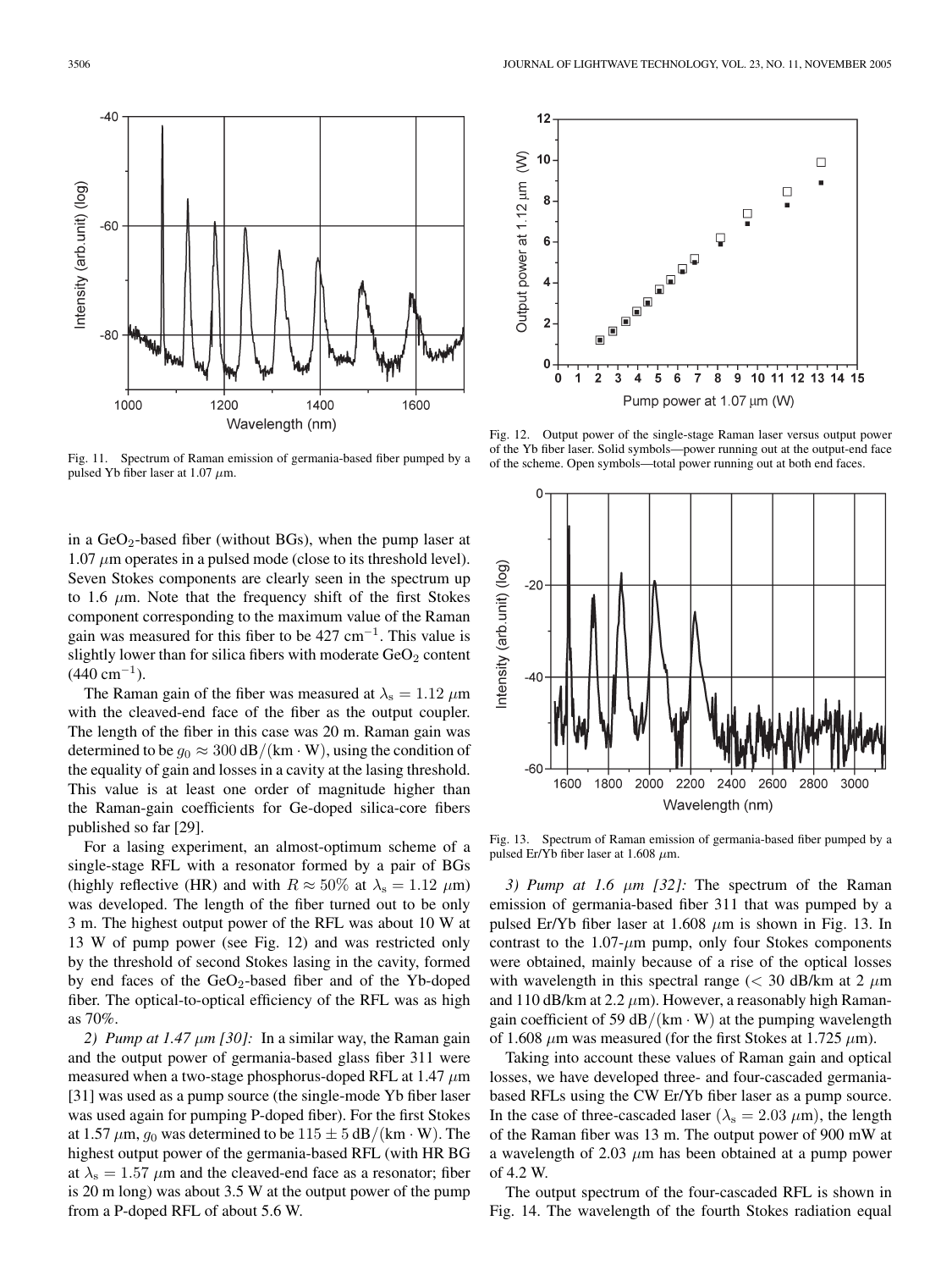Fig. 11. Spectrum of Raman emission of germania-based fiber pumped by a pulsed Yb fiber laser at 1.07 $\mu$m.

Fig. 12. Output power of the single-stage Raman laser versus output power of the Yb fiber laser. Solid symbols—power running out at the output-end face of the scheme. Open symbols—total power running out at both end faces.

in a $GeO_2$-based fiber (without BGs), when the pump laser at 1.07 $\mu$m operates in a pulsed mode (close to its threshold level). Seven Stokes components are clearly seen in the spectrum up to 1.6 $\mu$m. Note that the frequency shift of the first Stokes component corresponding to the maximum value of the Raman gain was measured for this fiber to be 427 $cm^{-1}$. This value is slightly lower than for silica fibers with moderate $GeO_2$ content (440 $cm^{-1}$).

The Raman gain of the fiber was measured at $\lambda_s = 1.12$ $\mu$m with the cleaved-end face of the fiber as the output coupler. The length of the fiber in this case was 20 m. Raman gain was determined to be $g_0 \approx 300$ dB/(km $\cdot$ W), using the condition of the equality of gain and losses in a cavity at the lasing threshold. This value is at least one order of magnitude higher than the Raman-gain coefficients for Ge-doped silica-core fibers published so far [29].

For a lasing experiment, an almost-optimum scheme of a single-stage RFL with a resonator formed by a pair of BGs (highly reflective (HR) and with $R \approx 50\%$ at $\lambda_s = 1.12$ $\mu$m) was developed. The length of the fiber turned out to be only 3 m. The highest output power of the RFL was about 10 W at 13 W of pump power (see Fig. 12) and was restricted only by the threshold of second Stokes lasing in the cavity, formed by end faces of the $GeO_2$-based fiber and of the Yb-doped fiber. The optical-to-optical efficiency of the RFL was as high as 70%.

*2) Pump at 1.47 $\mu$m [30]:* In a similar way, the Raman gain and the output power of germania-based glass fiber 311 were measured when a two-stage phosphorus-doped RFL at 1.47 $\mu$m [31] was used as a pump source (the single-mode Yb fiber laser was used again for pumping P-doped fiber). For the first Stokes at 1.57 $\mu$m, $g_0$ was determined to be $115 \pm 5$ dB/(km $\cdot$ W). The highest output power of the germania-based RFL (with HR BG at $\lambda_s = 1.57$ $\mu$m and the cleaved-end face as a resonator; fiber is 20 m long) was about 3.5 W at the output power of the pump from a P-doped RFL of about 5.6 W.

Fig. 13. Spectrum of Raman emission of germania-based fiber pumped by a pulsed Er/Yb fiber laser at 1.608 $\mu$m.

*3) Pump at 1.6 $\mu$m [32]:* The spectrum of the Raman emission of germania-based fiber 311 that was pumped by a pulsed Er/Yb fiber laser at 1.608 $\mu$m is shown in Fig. 13. In contrast to the 1.07-$\mu$m pump, only four Stokes components were obtained, mainly because of a rise of the optical losses with wavelength in this spectral range (< 30 dB/km at 2 $\mu$m and 110 dB/km at 2.2 $\mu$m). However, a reasonably high Raman-gain coefficient of 59 dB/(km $\cdot$ W) at the pumping wavelength of 1.608 $\mu$m was measured (for the first Stokes at 1.725 $\mu$m).

Taking into account these values of Raman gain and optical losses, we have developed three- and four-cascaded germania-based RFLs using the CW Er/Yb fiber laser as a pump source. In the case of three-cascaded laser ($\lambda_s = 2.03$ $\mu$m), the length of the Raman fiber was 13 m. The output power of 900 mW at a wavelength of 2.03 $\mu$m has been obtained at a pump power of 4.2 W.

The output spectrum of the four-cascaded RFL is shown in Fig. 14. The wavelength of the fourth Stokes radiation equal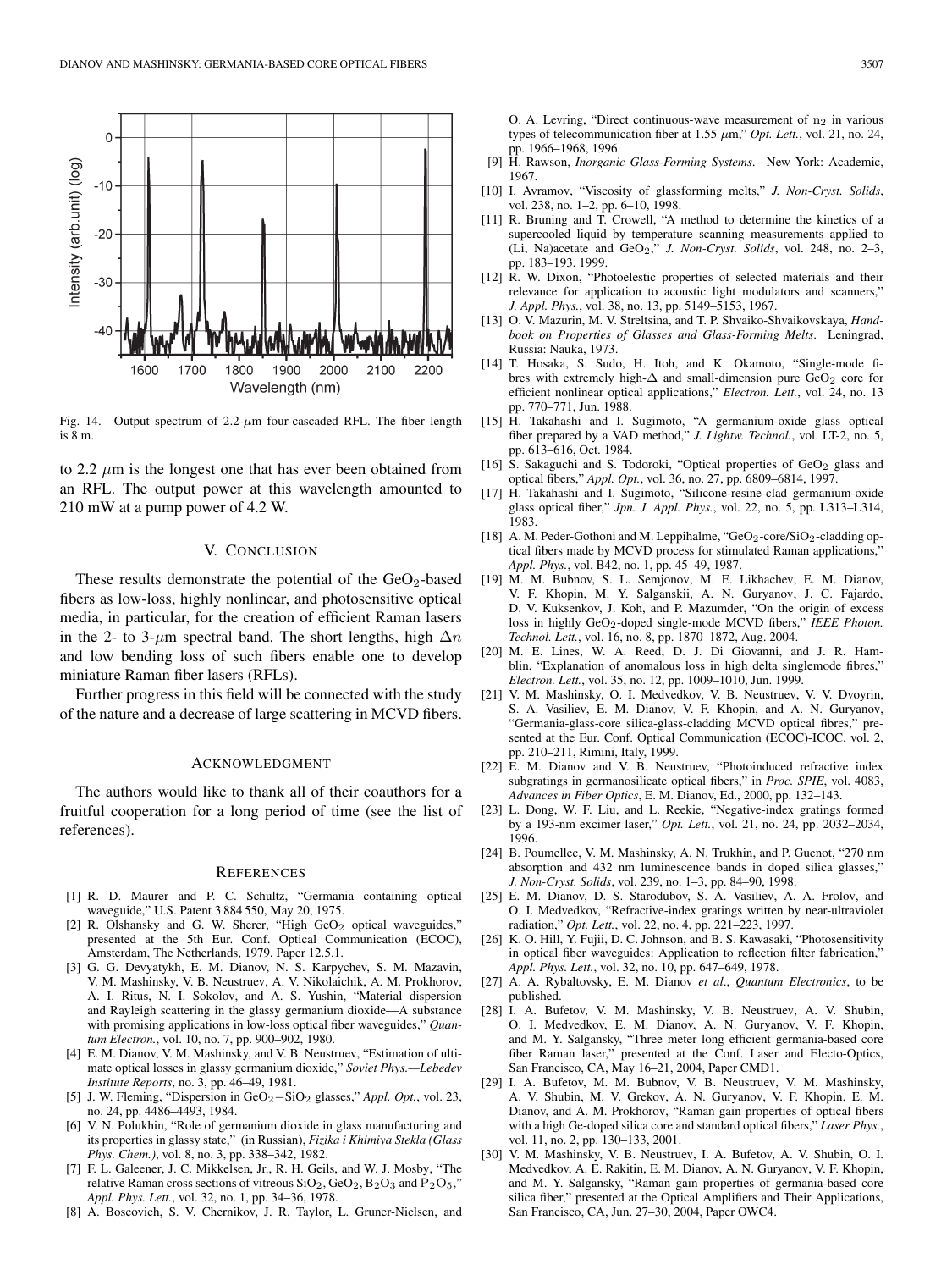Fig. 14. Output spectrum of 2.2-$\mu$m four-cascaded RFL. The fiber length is 8 m.

to 2.2 $\mu$m is the longest one that has ever been obtained from an RFL. The output power at this wavelength amounted to 210 mW at a pump power of 4.2 W.

## V. Conclusion

These results demonstrate the potential of the $GeO_2$-based fibers as low-loss, highly nonlinear, and photosensitive optical media, in particular, for the creation of efficient Raman lasers in the 2- to 3-$\mu$m spectral band. The short lengths, high $\Delta n$ and low bending loss of such fibers enable one to develop miniature Raman fiber lasers (RFLs).

Further progress in this field will be connected with the study of the nature and a decrease of large scattering in MCVD fibers.

## Acknowledgment

The authors would like to thank all of their coauthors for a fruitful cooperation for a long period of time (see the list of references).

## References

[1] R. D. Maurer and P. C. Schultz, "Germania containing optical waveguide," U.S. Patent 3 884 550, May 20, 1975.

[2] R. Olshansky and G. W. Sherer, "High $GeO_2$ optical waveguides," presented at the 5th Eur. Conf. Optical Communication (ECOC), Amsterdam, The Netherlands, 1979, Paper 12.5.1.

[3] G. G. Devyatykh, E. M. Dianov, N. S. Karpychev, S. M. Mazavin, V. M. Mashinsky, V. B. Neustruev, A. V. Nikolaichik, A. M. Prokhorov, A. I. Ritus, N. I. Sokolov, and A. S. Yushin, "Material dispersion and Rayleigh scattering in the glassy germanium dioxide—A substance with promising applications in low-loss optical fiber waveguides," *Quantum Electron.*, vol. 10, no. 7, pp. 900–902, 1980.

[4] E. M. Dianov, V. M. Mashinsky, and V. B. Neustruev, "Estimation of ultimate optical losses in glassy germanium dioxide," *Soviet Phys.—Lebedev Institute Reports*, no. 3, pp. 46–49, 1981.

[5] J. W. Fleming, "Dispersion in $GeO_2-SiO_2$ glasses," *Appl. Opt.*, vol. 23, no. 24, pp. 4486–4493, 1984.

[6] V. N. Polukhin, "Role of germanium dioxide in glass manufacturing and its properties in glassy state," (in Russian), *Fizika i Khimiya Stekla (Glass Phys. Chem.)*, vol. 8, no. 3, pp. 338–342, 1982.

[7] F. L. Galeener, J. C. Mikkelsen, Jr., R. H. Geils, and W. J. Mosby, "The relative Raman cross sections of vitreous $SiO_2$, $GeO_2$, $B_2O_3$ and $P_2O_5$," *Appl. Phys. Lett.*, vol. 32, no. 1, pp. 34–36, 1978.

[8] A. Boscovich, S. V. Chernikov, J. R. Taylor, L. Gruner-Nielsen, and O. A. Levring, "Direct continuous-wave measurement of $n_2$ in various types of telecommunication fiber at 1.55 $\mu$m," *Opt. Lett.*, vol. 21, no. 24, pp. 1966–1968, 1996.

[9] H. Rawson, *Inorganic Glass-Forming Systems*. New York: Academic, 1967.

[10] I. Avramov, "Viscosity of glassforming melts," *J. Non-Cryst. Solids*, vol. 238, no. 1–2, pp. 6–10, 1998.

[11] R. Bruning and T. Crowell, "A method to determine the kinetics of a supercooled liquid by temperature scanning measurements applied to (Li, Na)acetate and $GeO_2$," *J. Non-Cryst. Solids*, vol. 248, no. 2–3, pp. 183–193, 1999.

[12] R. W. Dixon, "Photoelestic properties of selected materials and their relevance for application to acoustic light modulators and scanners," *J. Appl. Phys.*, vol. 38, no. 13, pp. 5149–5153, 1967.

[13] O. V. Mazurin, M. V. Streltsina, and T. P. Shvaiko-Shvaikovskaya, *Handbook on Properties of Glasses and Glass-Forming Melts*. Leningrad, Russia: Nauka, 1973.

[14] T. Hosaka, S. Sudo, H. Itoh, and K. Okamoto, "Single-mode fibres with extremely high-$\Delta$ and small-dimension pure $GeO_2$ core for efficient nonlinear optical applications," *Electron. Lett.*, vol. 24, no. 13 pp. 770–771, Jun. 1988.

[15] H. Takahashi and I. Sugimoto, "A germanium-oxide glass optical fiber prepared by a VAD method," *J. Lightw. Technol.*, vol. LT-2, no. 5, pp. 613–616, Oct. 1984.

[16] S. Sakaguchi and S. Todoroki, "Optical properties of $GeO_2$ glass and optical fibers," *Appl. Opt.*, vol. 36, no. 27, pp. 6809–6814, 1997.

[17] H. Takahashi and I. Sugimoto, "Silicone-resine-clad germanium-oxide glass optical fiber," *Jpn. J. Appl. Phys.*, vol. 22, no. 5, pp. L313–L314, 1983.

[18] A. M. Peder-Gothoni and M. Leppihalme, "$GeO_2$-core/$SiO_2$-cladding optical fibers made by MCVD process for stimulated Raman applications," *Appl. Phys.*, vol. B42, no. 1, pp. 45–49, 1987.

[19] M. M. Bubnov, S. L. Semjonov, M. E. Likhachev, E. M. Dianov, V. F. Khopin, M. Y. Salganskii, A. N. Guryanov, J. C. Fajardo, D. V. Kuksenkov, J. Koh, and P. Mazumder, "On the origin of excess loss in highly $GeO_2$-doped single-mode MCVD fibers," *IEEE Photon. Technol. Lett.*, vol. 16, no. 8, pp. 1870–1872, Aug. 2004.

[20] M. E. Lines, W. A. Reed, D. J. Di Giovanni, and J. R. Hamblin, "Explanation of anomalous loss in high delta singlemode fibres," *Electron. Lett.*, vol. 35, no. 12, pp. 1009–1010, Jun. 1999.

[21] V. M. Mashinsky, O. I. Medvedkov, V. B. Neustruev, V. V. Dvoyrin, S. A. Vasiliev, E. M. Dianov, V. F. Khopin, and A. N. Guryanov, "Germania-glass-core silica-glass-cladding MCVD optical fibres," presented at the Eur. Conf. Optical Communication (ECOC)-ICOC, vol. 2, pp. 210–211, Rimini, Italy, 1999.

[22] E. M. Dianov and V. B. Neustruev, "Photoinduced refractive index subgratings in germanosilicate optical fibers," in *Proc. SPIE*, vol. 4083, *Advances in Fiber Optics*, E. M. Dianov, Ed., 2000, pp. 132–143.

[23] L. Dong, W. F. Liu, and L. Reekie, "Negative-index gratings formed by a 193-nm excimer laser," *Opt. Lett.*, vol. 21, no. 24, pp. 2032–2034, 1996.

[24] B. Poumellec, V. M. Mashinsky, A. N. Trukhin, and P. Guenot, "270 nm absorption and 432 nm luminescence bands in doped silica glasses," *J. Non-Cryst. Solids*, vol. 239, no. 1–3, pp. 84–90, 1998.

[25] E. M. Dianov, D. S. Starodubov, S. A. Vasiliev, A. A. Frolov, and O. I. Medvedkov, "Refractive-index gratings written by near-ultraviolet radiation," *Opt. Lett.*, vol. 22, no. 4, pp. 221–223, 1997.

[26] K. O. Hill, Y. Fujii, D. C. Johnson, and B. S. Kawasaki, "Photosensitivity in optical fiber waveguides: Application to reflection filter fabrication," *Appl. Phys. Lett.*, vol. 32, no. 10, pp. 647–649, 1978.

[27] A. A. Rybaltovsky, E. M. Dianov *et al.*, *Quantum Electronics*, to be published.

[28] I. A. Bufetov, V. M. Mashinsky, V. B. Neustruev, A. V. Shubin, O. I. Medvedkov, E. M. Dianov, A. N. Guryanov, V. F. Khopin, and M. Y. Salgansky, "Three meter long efficient germania-based core fiber Raman laser," presented at the Conf. Laser and Electo-Optics, San Francisco, CA, May 16–21, 2004, Paper CMD1.

[29] I. A. Bufetov, M. M. Bubnov, V. B. Neustruev, V. M. Mashinsky, A. V. Shubin, M. V. Grekov, A. N. Guryanov, V. F. Khopin, E. M. Dianov, and A. M. Prokhorov, "Raman gain properties of optical fibers with a high Ge-doped silica core and standard optical fibers," *Laser Phys.*, vol. 11, no. 2, pp. 130–133, 2001.

[30] V. M. Mashinsky, V. B. Neustruev, I. A. Bufetov, A. V. Shubin, O. I. Medvedkov, A. E. Rakitin, E. M. Dianov, A. N. Guryanov, V. F. Khopin, and M. Y. Salgansky, "Raman gain properties of germania-based core silica fiber," presented at the Optical Amplifiers and Their Applications, San Francisco, CA, Jun. 27–30, 2004, Paper OWC4.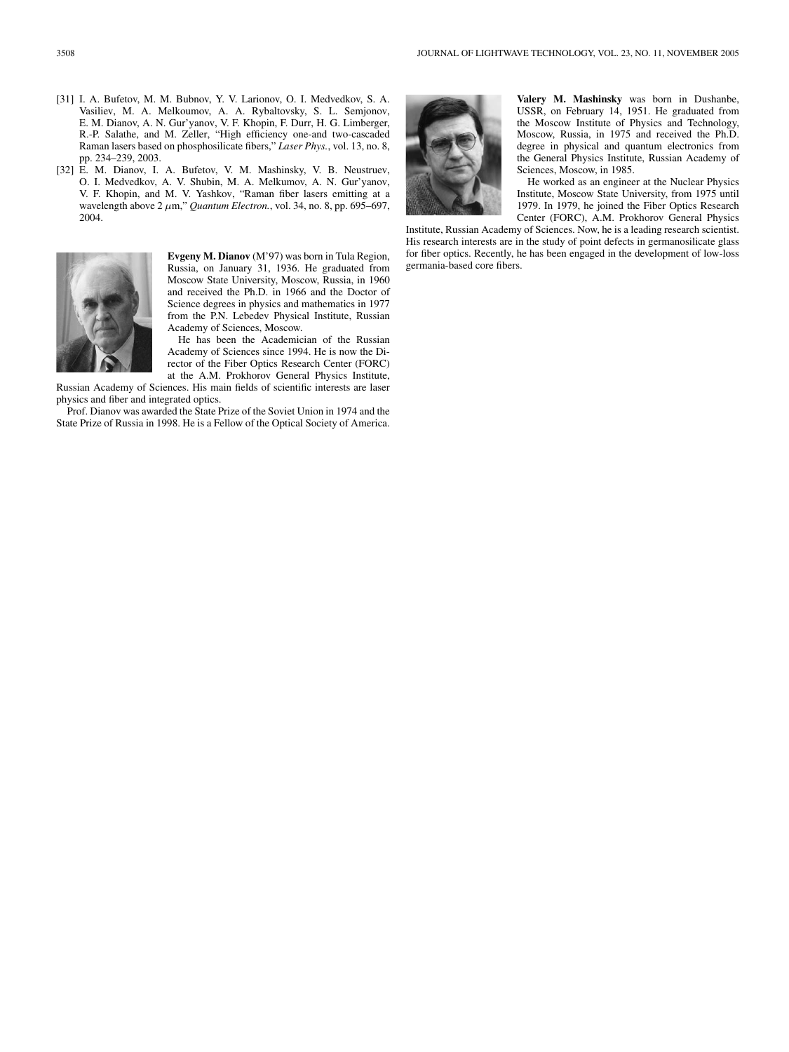[31] I. A. Bufetov, M. M. Bubnov, Y. V. Larionov, O. I. Medvedkov, S. A. Vasiliev, M. A. Melkoumov, A. A. Rybaltovsky, S. L. Semjonov, E. M. Dianov, A. N. Gur'yanov, V. F. Khopin, F. Durr, H. G. Limberger, R.-P. Salathe, and M. Zeller, "High efficiency one-and two-cascaded Raman lasers based on phosphosilicate fibers," *Laser Phys.*, vol. 13, no. 8, pp. 234–239, 2003.

[32] E. M. Dianov, I. A. Bufetov, V. M. Mashinsky, V. B. Neustruev, O. I. Medvedkov, A. V. Shubin, M. A. Melkumov, A. N. Gur'yanov, V. F. Khopin, and M. V. Yashkov, "Raman fiber lasers emitting at a wavelength above 2 $\mu$m," *Quantum Electron.*, vol. 34, no. 8, pp. 695–697, 2004.

**Evgeny M. Dianov** (M'97) was born in Tula Region, Russia, on January 31, 1936. He graduated from Moscow State University, Moscow, Russia, in 1960 and received the Ph.D. in 1966 and the Doctor of Science degrees in physics and mathematics in 1977 from the P.N. Lebedev Physical Institute, Russian Academy of Sciences, Moscow.

He has been the Academician of the Russian Academy of Sciences since 1994. He is now the Director of the Fiber Optics Research Center (FORC) at the A.M. Prokhorov General Physics Institute, Russian Academy of Sciences. His main fields of scientific interests are laser physics and fiber and integrated optics.

Prof. Dianov was awarded the State Prize of the Soviet Union in 1974 and the State Prize of Russia in 1998. He is a Fellow of the Optical Society of America.

**Valery M. Mashinsky** was born in Dushanbe, USSR, on February 14, 1951. He graduated from the Moscow Institute of Physics and Technology, Moscow, Russia, in 1975 and received the Ph.D. degree in physical and quantum electronics from the General Physics Institute, Russian Academy of Sciences, Moscow, in 1985.

He worked as an engineer at the Nuclear Physics Institute, Moscow State University, from 1975 until 1979. In 1979, he joined the Fiber Optics Research Center (FORC), A.M. Prokhorov General Physics Institute, Russian Academy of Sciences. Now, he is a leading research scientist. His research interests are in the study of point defects in germanosilicate glass for fiber optics. Recently, he has been engaged in the development of low-loss germania-based core fibers.